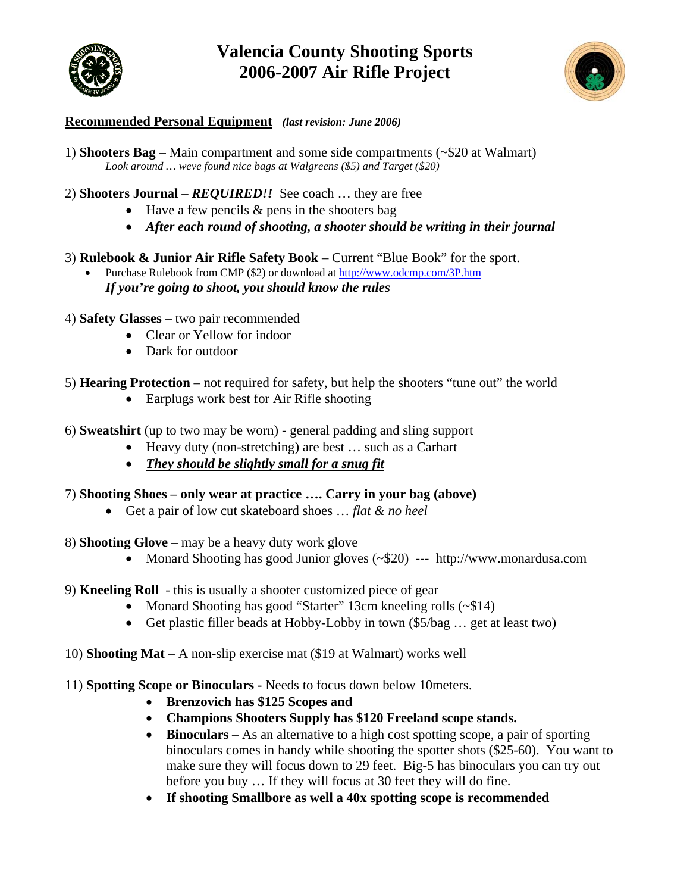# Valencia County Shooting Sports
# 2006-2007 Air Rifle Project

**<u>Recommended Personal Equipment</u>** ***(last revision: June 2006)***

1) **Shooters Bag** – Main compartment and some side compartments (~$20 at Walmart)
   *Look around … weve found nice bags at Walgreens ($5) and Target ($20)*

2) **Shooters Journal** – ***REQUIRED!!*** See coach … they are free
   - Have a few pencils & pens in the shooters bag
   - ***After each round of shooting, a shooter should be writing in their journal***

3) **Rulebook & Junior Air Rifle Safety Book** – Current "Blue Book" for the sport.
   - Purchase Rulebook from CMP ($2) or download at http://www.odcmp.com/3P.htm
     ***If you're going to shoot, you should know the rules***

4) **Safety Glasses** – two pair recommended
   - Clear or Yellow for indoor
   - Dark for outdoor

5) **Hearing Protection** – not required for safety, but help the shooters "tune out" the world
   - Earplugs work best for Air Rifle shooting

6) **Sweatshirt** (up to two may be worn) - general padding and sling support
   - Heavy duty (non-stretching) are best … such as a Carhart
   - ***<u>They should be slightly small for a snug fit</u>***

7) **Shooting Shoes – only wear at practice …. Carry in your bag (above)**
   - Get a pair of <u>low cut</u> skateboard shoes … *flat & no heel*

8) **Shooting Glove** – may be a heavy duty work glove
   - Monard Shooting has good Junior gloves (~$20) --- http://www.monardusa.com

9) **Kneeling Roll** - this is usually a shooter customized piece of gear
   - Monard Shooting has good "Starter" 13cm kneeling rolls (~$14)
   - Get plastic filler beads at Hobby-Lobby in town ($5/bag … get at least two)

10) **Shooting Mat** – A non-slip exercise mat ($19 at Walmart) works well

11) **Spotting Scope or Binoculars -** Needs to focus down below 10meters.
   - **Brenzovich has $125 Scopes and**
   - **Champions Shooters Supply has $120 Freeland scope stands.**
   - **Binoculars** – As an alternative to a high cost spotting scope, a pair of sporting binoculars comes in handy while shooting the spotter shots ($25-60). You want to make sure they will focus down to 29 feet. Big-5 has binoculars you can try out before you buy … If they will focus at 30 feet they will do fine.
   - **If shooting Smallbore as well a 40x spotting scope is recommended**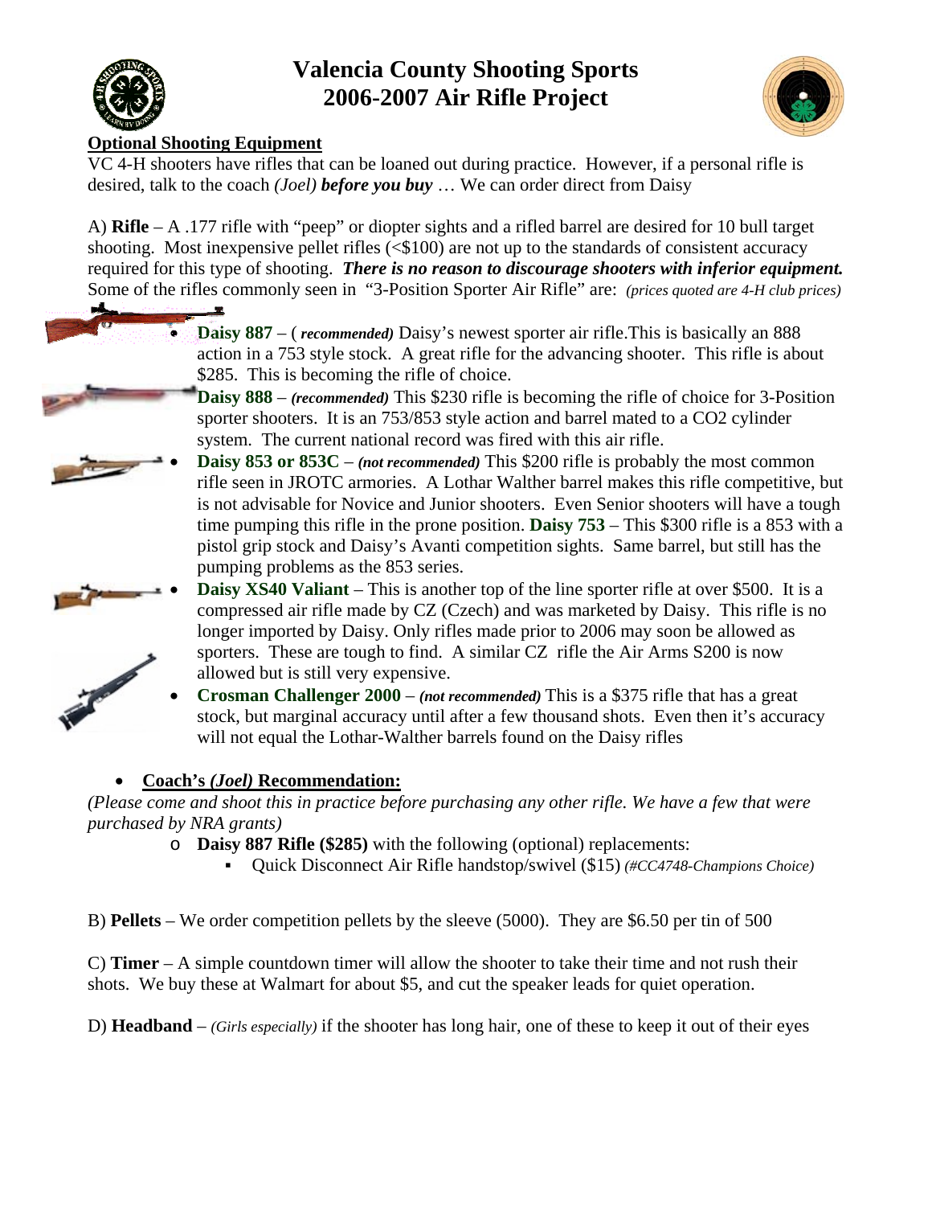# Valencia County Shooting Sports
# 2006-2007 Air Rifle Project

**Optional Shooting Equipment**

VC 4-H shooters have rifles that can be loaned out during practice. However, if a personal rifle is desired, talk to the coach *(Joel)* ***before you buy*** … We can order direct from Daisy

A) **Rifle** – A .177 rifle with "peep" or diopter sights and a rifled barrel are desired for 10 bull target shooting. Most inexpensive pellet rifles (<$100) are not up to the standards of consistent accuracy required for this type of shooting. ***There is no reason to discourage shooters with inferior equipment.*** Some of the rifles commonly seen in "3-Position Sporter Air Rifle" are: *(prices quoted are 4-H club prices)*

- **Daisy 887** – ( ***recommended)*** Daisy's newest sporter air rifle.This is basically an 888 action in a 753 style stock. A great rifle for the advancing shooter. This rifle is about $285. This is becoming the rifle of choice.
- **Daisy 888** – ***(recommended)*** This $230 rifle is becoming the rifle of choice for 3-Position sporter shooters. It is an 753/853 style action and barrel mated to a CO2 cylinder system. The current national record was fired with this air rifle.
- **Daisy 853 or 853C** – ***(not recommended)*** This $200 rifle is probably the most common rifle seen in JROTC armories. A Lothar Walther barrel makes this rifle competitive, but is not advisable for Novice and Junior shooters. Even Senior shooters will have a tough time pumping this rifle in the prone position. **Daisy 753** – This $300 rifle is a 853 with a pistol grip stock and Daisy's Avanti competition sights. Same barrel, but still has the pumping problems as the 853 series.
- **Daisy XS40 Valiant** – This is another top of the line sporter rifle at over $500. It is a compressed air rifle made by CZ (Czech) and was marketed by Daisy. This rifle is no longer imported by Daisy. Only rifles made prior to 2006 may soon be allowed as sporters. These are tough to find. A similar CZ rifle the Air Arms S200 is now allowed but is still very expensive.
- **Crosman Challenger 2000** – ***(not recommended)*** This is a $375 rifle that has a great stock, but marginal accuracy until after a few thousand shots. Even then it's accuracy will not equal the Lothar-Walther barrels found on the Daisy rifles

- **Coach's *(Joel)* Recommendation:**

*(Please come and shoot this in practice before purchasing any other rifle. We have a few that were purchased by NRA grants)*

  - **Daisy 887 Rifle ($285)** with the following (optional) replacements:
    - Quick Disconnect Air Rifle handstop/swivel ($15) *(#CC4748-Champions Choice)*

B) **Pellets** – We order competition pellets by the sleeve (5000). They are $6.50 per tin of 500

C) **Timer** – A simple countdown timer will allow the shooter to take their time and not rush their shots. We buy these at Walmart for about $5, and cut the speaker leads for quiet operation.

D) **Headband** – *(Girls especially)* if the shooter has long hair, one of these to keep it out of their eyes